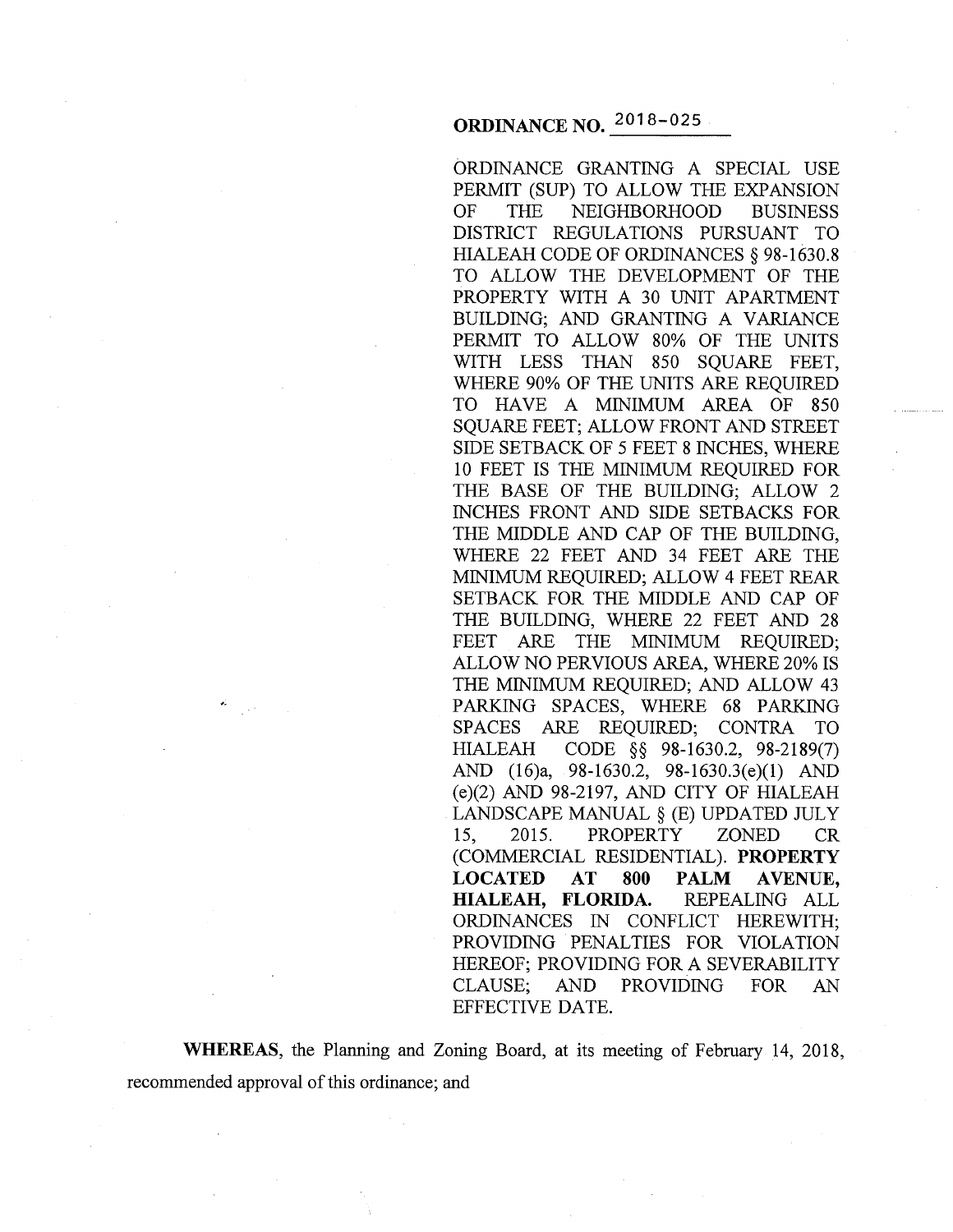# ORDINANCE NO. 2018-025

ORDINANCE GRANTING A SPECIAL USE PERMIT (SUP) TO ALLOW THE EXPANSION OF THE NEIGHBORHOOD BUSINESS DISTRICT REGULATIONS PURSUANT TO HIALEAH CODE OF ORDINANCES § 98-1630.8 TO ALLOW THE DEVELOPMENT OF THE PROPERTY WITH A 30 UNIT APARTMENT BUILDING; AND GRANTING A VARIANCE PERMIT TO ALLOW 80% OF THE UNITS WITH LESS THAN 850 SQUARE FEET, WHERE 90% OF THE UNITS ARE REQUIRED TO HAVE A MINIMUM AREA OF 850 SQUARE FEET; ALLOW FRONT AND STREET SIDE SETBACK OF 5 FEET 8 INCHES, WHERE 10 FEET IS THE MINIMUM REQUIRED FOR THE BASE OF THE BUILDING; ALLOW 2 INCHES FRONT AND SIDE SETBACKS FOR THE MIDDLE AND CAP OF THE BUILDING, WHERE 22 FEET AND 34 FEET ARE THE MINIMUM REQUIRED; ALLOW 4 FEET REAR SETBACK FOR THE MIDDLE AND CAP OF THE BUILDING, WHERE 22 FEET AND 28 FEET ARE THE MINIMUM REQUIRED; ALLOW NO PERVIOUS AREA, WHERE 20% IS THE MINIMUM REQUIRED; AND ALLOW 43 PARKING SPACES, WHERE 68 PARKING SPACES ARE REQUIRED; CONTRA TO HIALEAH CODE §§ 98-1630.2, 98-2189(7) AND (16)a, 98-1630.2, 98-1630.3(e)(1) AND (e)(2) AND 98-2197, AND CITY OF HIALEAH LANDSCAPE MANUAL § (E) UPDATED JULY 15, 2015. PROPERTY ZONED CR (COMMERCIAL RESIDENTIAL). **PROPERTY LOCATED AT 800 PALM AVENUE, HIALEAH, FLORIDA.** REPEALING ALL ORDINANCES IN CONFLICT HEREWITH; PROVIDING PENALTIES FOR VIOLATION HEREOF; PROVIDING FOR A SEVERABILITY CLAUSE; AND PROVIDING FOR AN EFFECTIVE DATE.

**WHEREAS**, the Planning and Zoning Board, at its meeting of February 14, 2018, recommended approval of this ordinance; and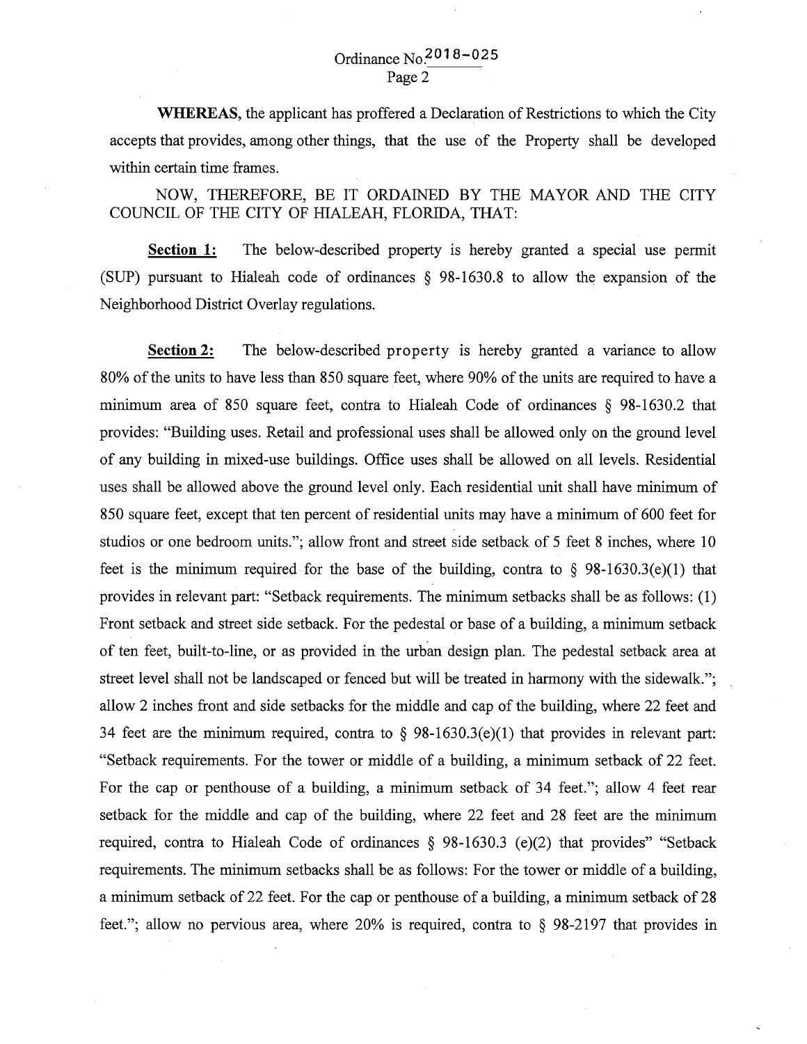**WHEREAS**, the applicant has proffered a Declaration of Restrictions to which the City accepts that provides, among other things, that the use of the Property shall be developed within certain time frames.

NOW, THEREFORE, BE IT ORDAINED BY THE MAYOR AND THE CITY COUNCIL OF THE CITY OF HIALEAH, FLORIDA, THAT:

**Section 1:** The below-described property is hereby granted a special use permit (SUP) pursuant to Hialeah code of ordinances § 98-1630.8 to allow the expansion of the Neighborhood District Overlay regulations.

**Section 2:** The below-described property is hereby granted a variance to allow 80% of the units to have less than 850 square feet, where 90% of the units are required to have a minimum area of 850 square feet, contra to Hialeah Code of ordinances § 98-1630.2 that provides: "Building uses. Retail and professional uses shall be allowed only on the ground level of any building in mixed-use buildings. Office uses shall be allowed on all levels. Residential uses shall be allowed above the ground level only. Each residential unit shall have minimum of 850 square feet, except that ten percent of residential units may have a minimum of 600 feet for studios or one bedroom units."; allow front and street side setback of 5 feet 8 inches, where 10 feet is the minimum required for the base of the building, contra to § 98-1630.3(e)(1) that provides in relevant part: "Setback requirements. The minimum setbacks shall be as follows: (1) Front setback and street side setback. For the pedestal or base of a building, a minimum setback of ten feet, built-to-line, or as provided in the urban design plan. The pedestal setback area at street level shall not be landscaped or fenced but will be treated in harmony with the sidewalk."; allow 2 inches front and side setbacks for the middle and cap of the building, where 22 feet and 34 feet are the minimum required, contra to § 98-1630.3(e)(1) that provides in relevant part: "Setback requirements. For the tower or middle of a building, a minimum setback of 22 feet. For the cap or penthouse of a building, a minimum setback of 34 feet."; allow 4 feet rear setback for the middle and cap of the building, where 22 feet and 28 feet are the minimum required, contra to Hialeah Code of ordinances § 98-1630.3 (e)(2) that provides" "Setback requirements. The minimum setbacks shall be as follows: For the tower or middle of a building, a minimum setback of 22 feet. For the cap or penthouse of a building, a minimum setback of 28 feet."; allow no pervious area, where 20% is required, contra to § 98-2197 that provides in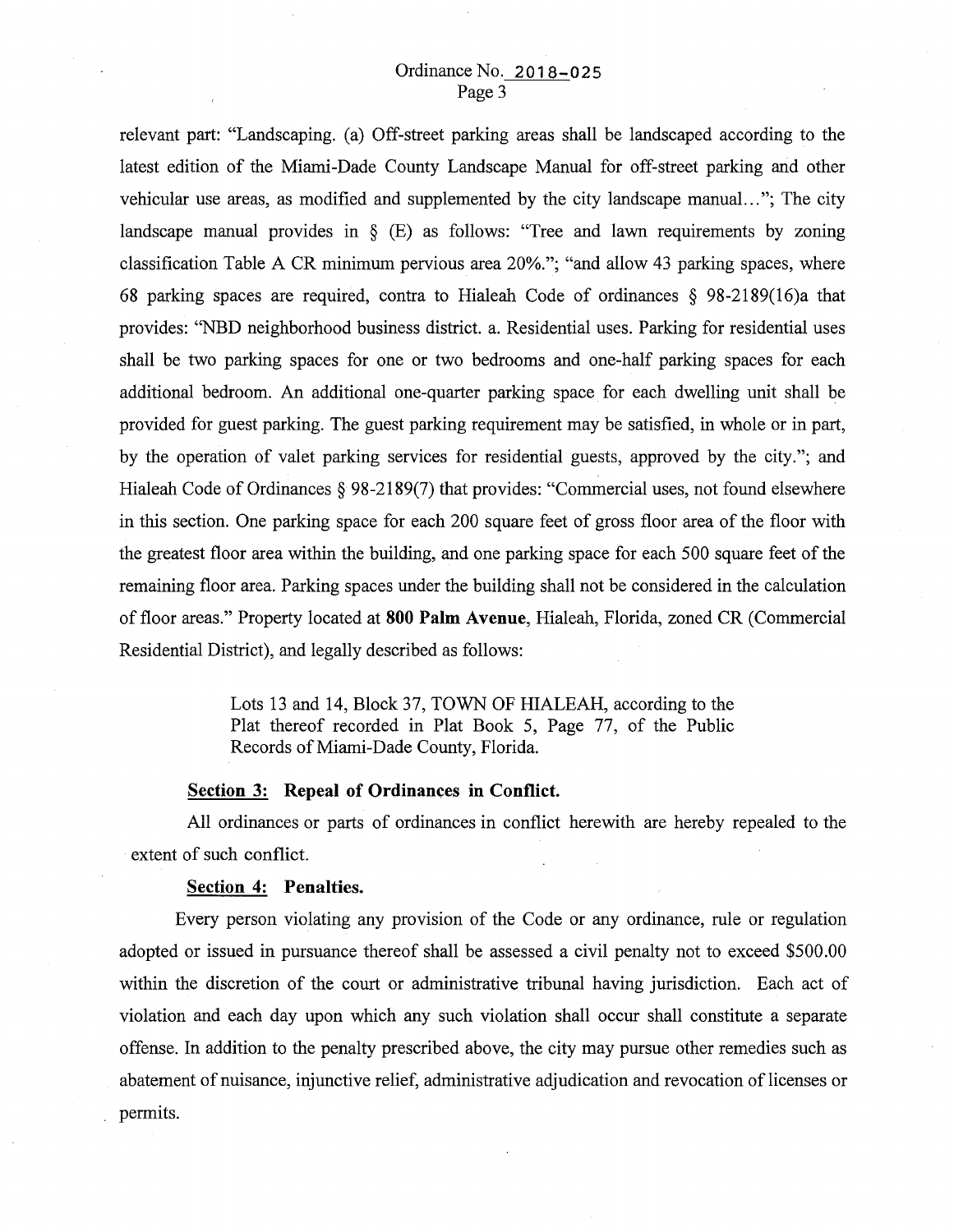relevant part: "Landscaping. (a) Off-street parking areas shall be landscaped according to the latest edition of the Miami-Dade County Landscape Manual for off-street parking and other vehicular use areas, as modified and supplemented by the city landscape manual…"; The city landscape manual provides in § (E) as follows: "Tree and lawn requirements by zoning classification Table A CR minimum pervious area 20%."; "and allow 43 parking spaces, where 68 parking spaces are required, contra to Hialeah Code of ordinances § 98-2189(16)a that provides: "NBD neighborhood business district. a. Residential uses. Parking for residential uses shall be two parking spaces for one or two bedrooms and one-half parking spaces for each additional bedroom. An additional one-quarter parking space for each dwelling unit shall be provided for guest parking. The guest parking requirement may be satisfied, in whole or in part, by the operation of valet parking services for residential guests, approved by the city."; and Hialeah Code of Ordinances § 98-2189(7) that provides: "Commercial uses, not found elsewhere in this section. One parking space for each 200 square feet of gross floor area of the floor with the greatest floor area within the building, and one parking space for each 500 square feet of the remaining floor area. Parking spaces under the building shall not be considered in the calculation of floor areas." Property located at **800 Palm Avenue**, Hialeah, Florida, zoned CR (Commercial Residential District), and legally described as follows:

> Lots 13 and 14, Block 37, TOWN OF HIALEAH, according to the Plat thereof recorded in Plat Book 5, Page 77, of the Public Records of Miami-Dade County, Florida.

**Section 3: Repeal of Ordinances in Conflict.**

All ordinances or parts of ordinances in conflict herewith are hereby repealed to the extent of such conflict.

**Section 4: Penalties.**

Every person violating any provision of the Code or any ordinance, rule or regulation adopted or issued in pursuance thereof shall be assessed a civil penalty not to exceed $500.00 within the discretion of the court or administrative tribunal having jurisdiction. Each act of violation and each day upon which any such violation shall occur shall constitute a separate offense. In addition to the penalty prescribed above, the city may pursue other remedies such as abatement of nuisance, injunctive relief, administrative adjudication and revocation of licenses or permits.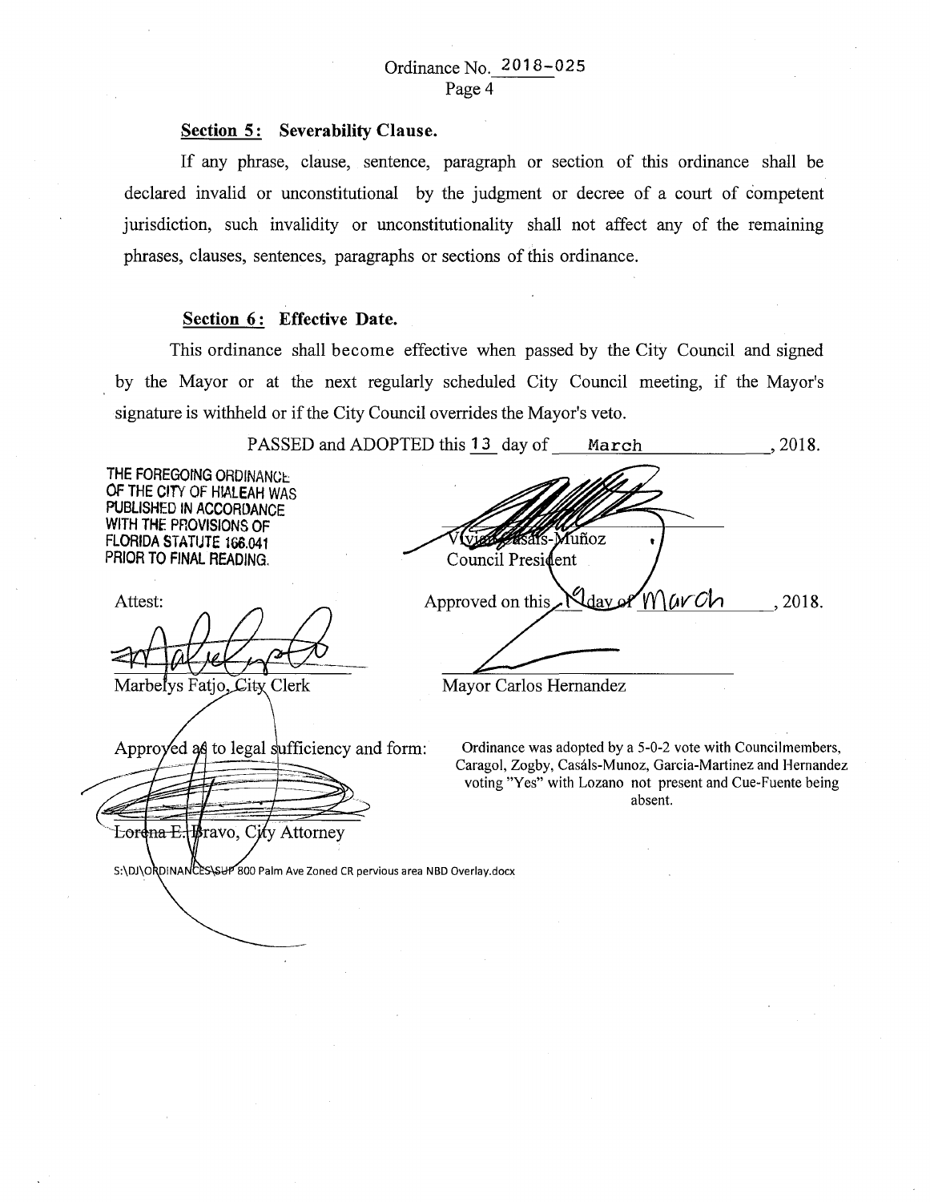Ordinance No. 2018-025

**Section 5: Severability Clause.**

If any phrase, clause, sentence, paragraph or section of this ordinance shall be declared invalid or unconstitutional by the judgment or decree of a court of competent jurisdiction, such invalidity or unconstitutionality shall not affect any of the remaining phrases, clauses, sentences, paragraphs or sections of this ordinance.

**Section 6: Effective Date.**

This ordinance shall become effective when passed by the City Council and signed by the Mayor or at the next regularly scheduled City Council meeting, if the Mayor's signature is withheld or if the City Council overrides the Mayor's veto.

PASSED and ADOPTED this 13 day of March, 2018.

THE FOREGOING ORDINANCE OF THE CITY OF HIALEAH WAS PUBLISHED IN ACCORDANCE WITH THE PROVISIONS OF FLORIDA STATUTE 166.041 PRIOR TO FINAL READING.

Vivian Casàls-Muñoz
Council President

Attest:

Approved on this 19 day of March, 2018.

Marbelys Fatjo, City Clerk

Mayor Carlos Hernandez

Approved as to legal sufficiency and form:

Lorena E. Bravo, City Attorney

Ordinance was adopted by a 5-0-2 vote with Councilmembers, Caragol, Zogby, Casàls-Munoz, Garcia-Martinez and Hernandez voting "Yes" with Lozano not present and Cue-Fuente being absent.

S:\DJ\ORDINANCES\SUP 800 Palm Ave Zoned CR pervious area NBD Overlay.docx